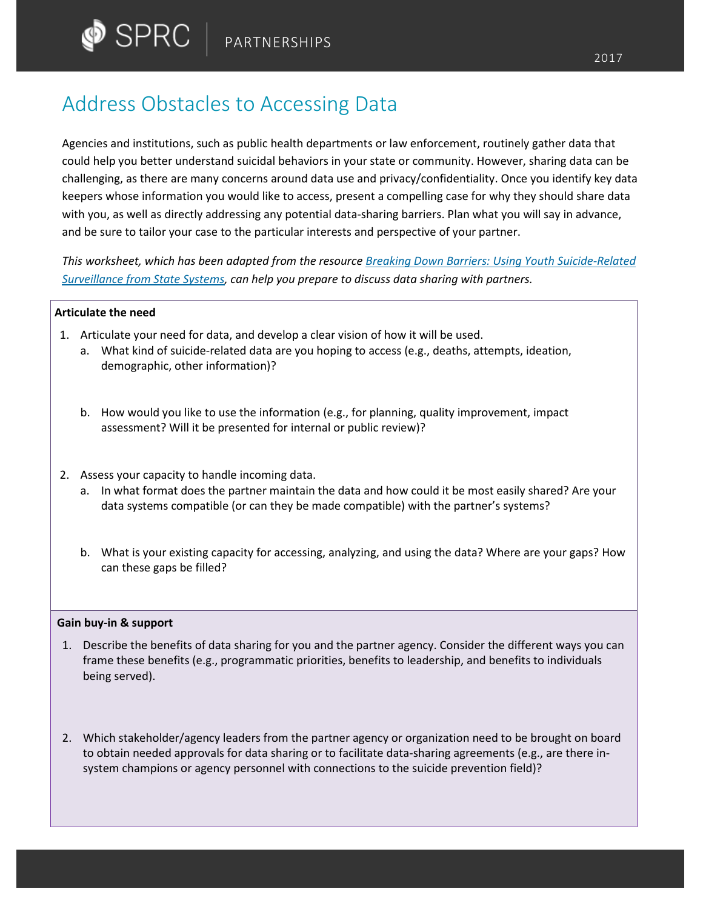# Address Obstacles to Accessing Data

Agencies and institutions, such as public health departments or law enforcement, routinely gather data that could help you better understand suicidal behaviors in your state or community. However, sharing data can be challenging, as there are many concerns around data use and privacy/confidentiality. Once you identify key data keepers whose information you would like to access, present a compelling case for why they should share data with you, as well as directly addressing any potential data-sharing barriers. Plan what you will say in advance, and be sure to tailor your case to the particular interests and perspective of your partner.

*This worksheet, which has been adapted from the resource [Breaking Down Barriers: Using Youth Suicide-Related Surveillance from State Systems](), can help you prepare to discuss data sharing with partners.*

**Articulate the need**

1. Articulate your need for data, and develop a clear vision of how it will be used.
   a. What kind of suicide-related data are you hoping to access (e.g., deaths, attempts, ideation, demographic, other information)?

   b. How would you like to use the information (e.g., for planning, quality improvement, impact assessment? Will it be presented for internal or public review)?

2. Assess your capacity to handle incoming data.
   a. In what format does the partner maintain the data and how could it be most easily shared? Are your data systems compatible (or can they be made compatible) with the partner's systems?

   b. What is your existing capacity for accessing, analyzing, and using the data? Where are your gaps? How can these gaps be filled?

**Gain buy-in & support**

1. Describe the benefits of data sharing for you and the partner agency. Consider the different ways you can frame these benefits (e.g., programmatic priorities, benefits to leadership, and benefits to individuals being served).

2. Which stakeholder/agency leaders from the partner agency or organization need to be brought on board to obtain needed approvals for data sharing or to facilitate data-sharing agreements (e.g., are there in-system champions or agency personnel with connections to the suicide prevention field)?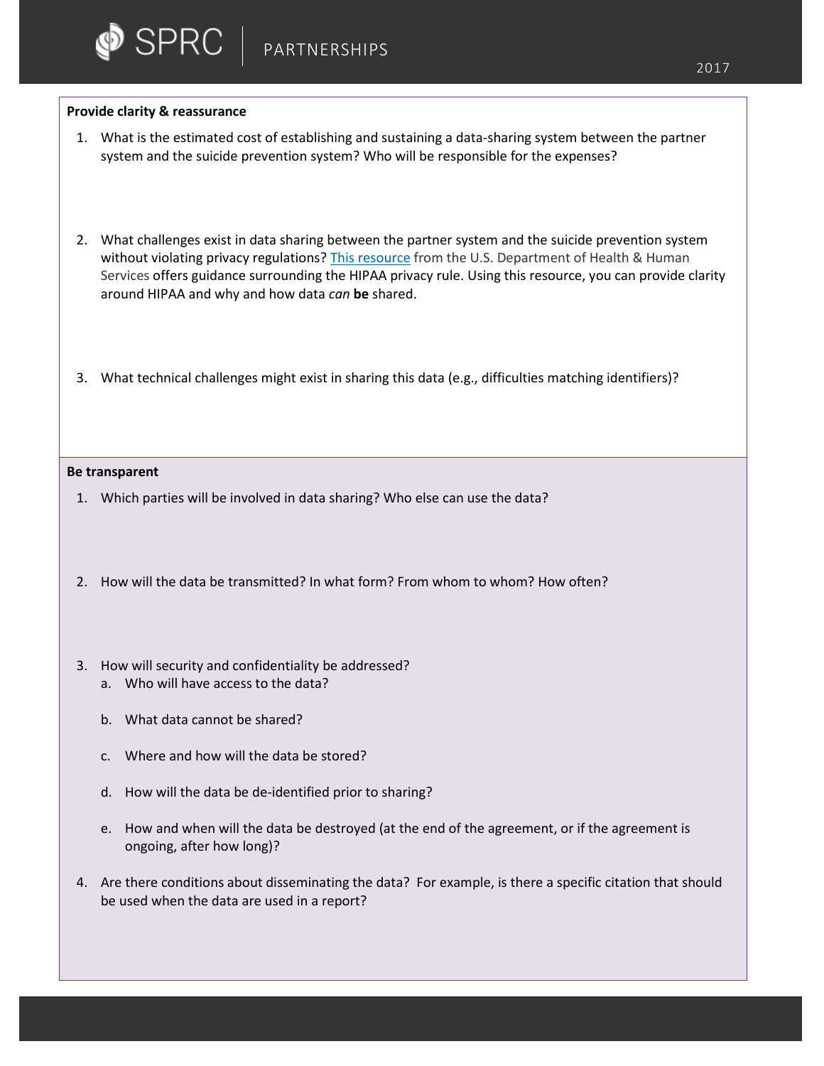**Provide clarity & reassurance**

1. What is the estimated cost of establishing and sustaining a data-sharing system between the partner system and the suicide prevention system? Who will be responsible for the expenses?

2. What challenges exist in data sharing between the partner system and the suicide prevention system without violating privacy regulations? This resource from the U.S. Department of Health & Human Services offers guidance surrounding the HIPAA privacy rule. Using this resource, you can provide clarity around HIPAA and why and how data *can* **be** shared.

3. What technical challenges might exist in sharing this data (e.g., difficulties matching identifiers)?

**Be transparent**

1. Which parties will be involved in data sharing? Who else can use the data?

2. How will the data be transmitted? In what form? From whom to whom? How often?

3. How will security and confidentiality be addressed?
   a. Who will have access to the data?
   b. What data cannot be shared?
   c. Where and how will the data be stored?
   d. How will the data be de-identified prior to sharing?
   e. How and when will the data be destroyed (at the end of the agreement, or if the agreement is ongoing, after how long)?

4. Are there conditions about disseminating the data? For example, is there a specific citation that should be used when the data are used in a report?